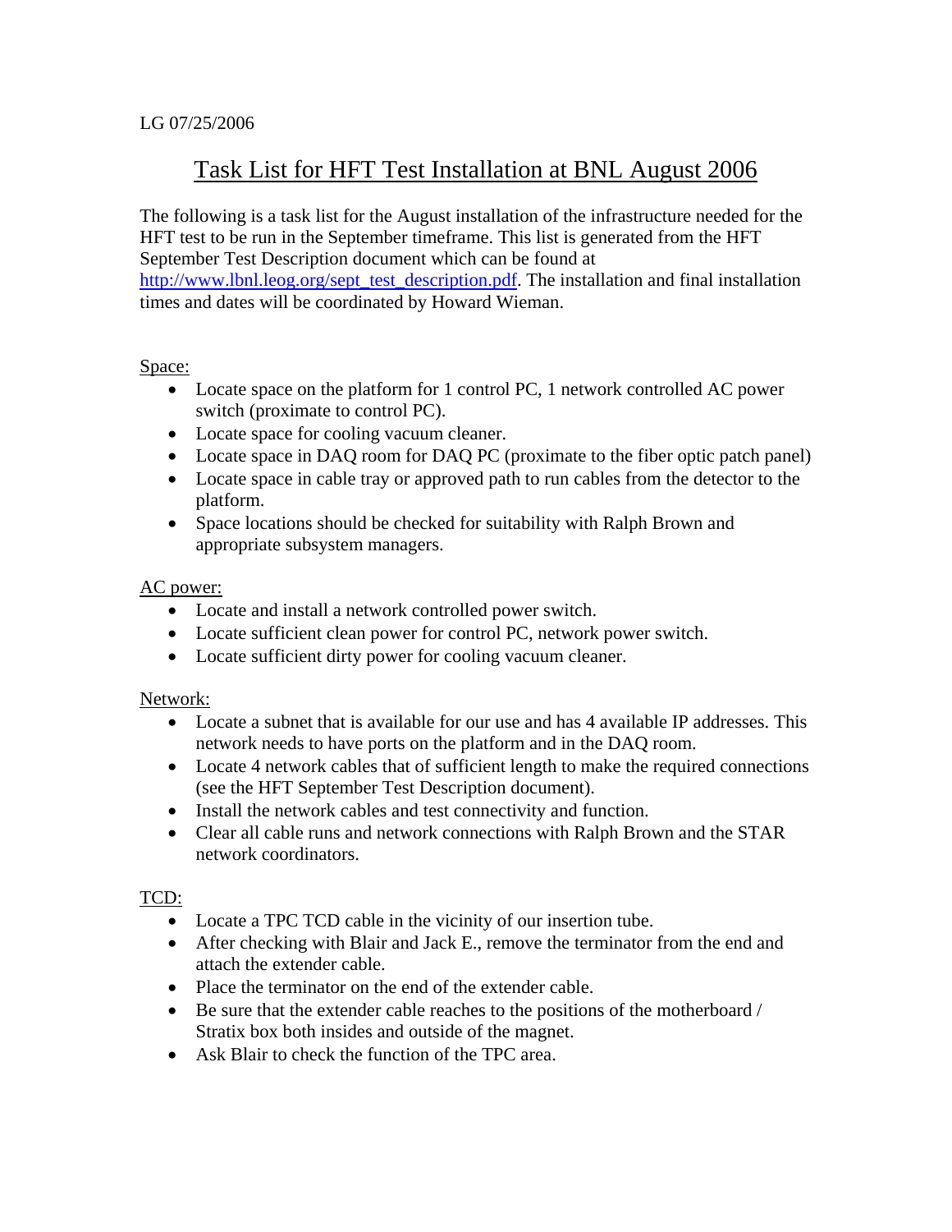LG 07/25/2006

# Task List for HFT Test Installation at BNL August 2006

The following is a task list for the August installation of the infrastructure needed for the HFT test to be run in the September timeframe. This list is generated from the HFT September Test Description document which can be found at http://www.lbnl.leog.org/sept_test_description.pdf. The installation and final installation times and dates will be coordinated by Howard Wieman.

## Space:

- Locate space on the platform for 1 control PC, 1 network controlled AC power switch (proximate to control PC).
- Locate space for cooling vacuum cleaner.
- Locate space in DAQ room for DAQ PC (proximate to the fiber optic patch panel)
- Locate space in cable tray or approved path to run cables from the detector to the platform.
- Space locations should be checked for suitability with Ralph Brown and appropriate subsystem managers.

## AC power:

- Locate and install a network controlled power switch.
- Locate sufficient clean power for control PC, network power switch.
- Locate sufficient dirty power for cooling vacuum cleaner.

## Network:

- Locate a subnet that is available for our use and has 4 available IP addresses. This network needs to have ports on the platform and in the DAQ room.
- Locate 4 network cables that of sufficient length to make the required connections (see the HFT September Test Description document).
- Install the network cables and test connectivity and function.
- Clear all cable runs and network connections with Ralph Brown and the STAR network coordinators.

## TCD:

- Locate a TPC TCD cable in the vicinity of our insertion tube.
- After checking with Blair and Jack E., remove the terminator from the end and attach the extender cable.
- Place the terminator on the end of the extender cable.
- Be sure that the extender cable reaches to the positions of the motherboard / Stratix box both insides and outside of the magnet.
- Ask Blair to check the function of the TPC area.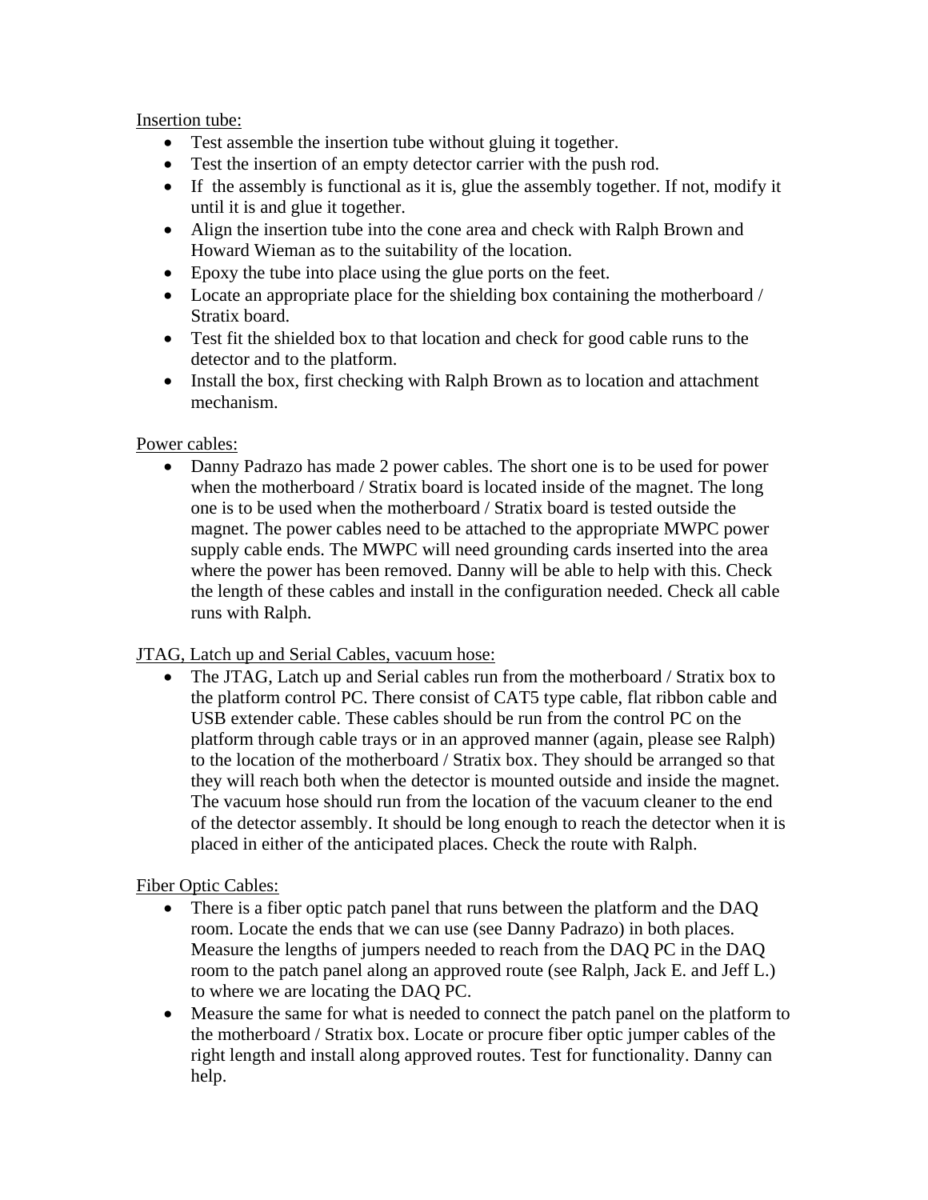Insertion tube:

- Test assemble the insertion tube without gluing it together.
- Test the insertion of an empty detector carrier with the push rod.
- If the assembly is functional as it is, glue the assembly together. If not, modify it until it is and glue it together.
- Align the insertion tube into the cone area and check with Ralph Brown and Howard Wieman as to the suitability of the location.
- Epoxy the tube into place using the glue ports on the feet.
- Locate an appropriate place for the shielding box containing the motherboard / Stratix board.
- Test fit the shielded box to that location and check for good cable runs to the detector and to the platform.
- Install the box, first checking with Ralph Brown as to location and attachment mechanism.

Power cables:

- Danny Padrazo has made 2 power cables. The short one is to be used for power when the motherboard / Stratix board is located inside of the magnet. The long one is to be used when the motherboard / Stratix board is tested outside the magnet. The power cables need to be attached to the appropriate MWPC power supply cable ends. The MWPC will need grounding cards inserted into the area where the power has been removed. Danny will be able to help with this. Check the length of these cables and install in the configuration needed. Check all cable runs with Ralph.

JTAG, Latch up and Serial Cables, vacuum hose:

- The JTAG, Latch up and Serial cables run from the motherboard / Stratix box to the platform control PC. There consist of CAT5 type cable, flat ribbon cable and USB extender cable. These cables should be run from the control PC on the platform through cable trays or in an approved manner (again, please see Ralph) to the location of the motherboard / Stratix box. They should be arranged so that they will reach both when the detector is mounted outside and inside the magnet. The vacuum hose should run from the location of the vacuum cleaner to the end of the detector assembly. It should be long enough to reach the detector when it is placed in either of the anticipated places. Check the route with Ralph.

Fiber Optic Cables:

- There is a fiber optic patch panel that runs between the platform and the DAQ room. Locate the ends that we can use (see Danny Padrazo) in both places. Measure the lengths of jumpers needed to reach from the DAQ PC in the DAQ room to the patch panel along an approved route (see Ralph, Jack E. and Jeff L.) to where we are locating the DAQ PC.
- Measure the same for what is needed to connect the patch panel on the platform to the motherboard / Stratix box. Locate or procure fiber optic jumper cables of the right length and install along approved routes. Test for functionality. Danny can help.